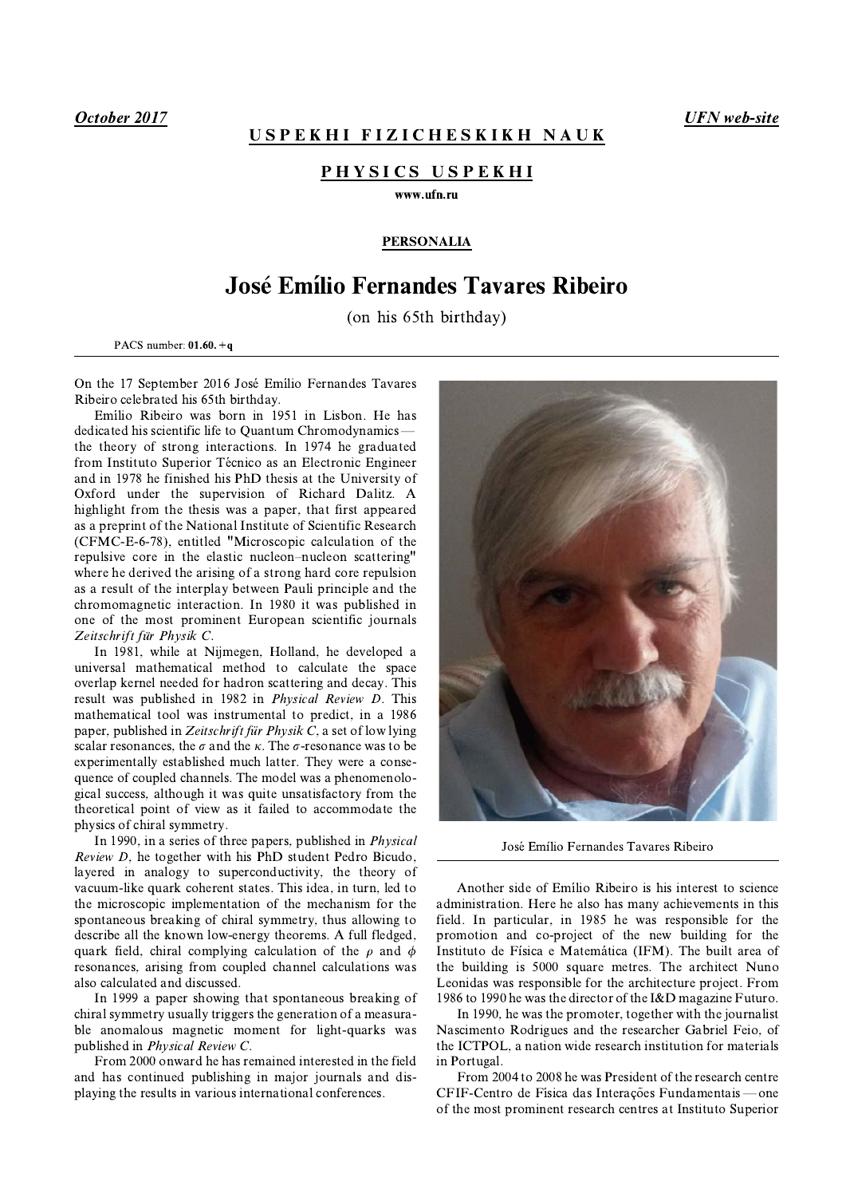# USPEKHI FIZICHESKIKH NAUK

## PHYSICS USPEKHI

www.ufn.ru

**PERSONALIA**

# José Emílio Fernandes Tavares Ribeiro

(on his 65th birthday)

PACS number: **01.60. +q**

On the 17 September 2016 José Emílio Fernandes Tavares Ribeiro celebrated his 65th birthday.

Emílio Ribeiro was born in 1951 in Lisbon. He has dedicated his scientific life to Quantum Chromodynamics — the theory of strong interactions. In 1974 he graduated from Instituto Superior Técnico as an Electronic Engineer and in 1978 he finished his PhD thesis at the University of Oxford under the supervision of Richard Dalitz. A highlight from the thesis was a paper, that first appeared as a preprint of the National Institute of Scientific Research (CFMC-E-6-78), entitled "Microscopic calculation of the repulsive core in the elastic nucleon–nucleon scattering" where he derived the arising of a strong hard core repulsion as a result of the interplay between Pauli principle and the chromomagnetic interaction. In 1980 it was published in one of the most prominent European scientific journals *Zeitschrift für Physik C*.

In 1981, while at Nijmegen, Holland, he developed a universal mathematical method to calculate the space overlap kernel needed for hadron scattering and decay. This result was published in 1982 in *Physical Review D*. This mathematical tool was instrumental to predict, in a 1986 paper, published in *Zeitschrift für Physik C*, a set of low lying scalar resonances, the $\sigma$ and the $\kappa$. The $\sigma$-resonance was to be experimentally established much latter. They were a consequence of coupled channels. The model was a phenomenological success, although it was quite unsatisfactory from the theoretical point of view as it failed to accommodate the physics of chiral symmetry.

In 1990, in a series of three papers, published in *Physical Review D*, he together with his PhD student Pedro Bicudo, layered in analogy to superconductivity, the theory of vacuum-like quark coherent states. This idea, in turn, led to the microscopic implementation of the mechanism for the spontaneous breaking of chiral symmetry, thus allowing to describe all the known low-energy theorems. A full fledged, quark field, chiral complying calculation of the $\rho$ and $\phi$ resonances, arising from coupled channel calculations was also calculated and discussed.

In 1999 a paper showing that spontaneous breaking of chiral symmetry usually triggers the generation of a measurable anomalous magnetic moment for light-quarks was published in *Physical Review C*.

From 2000 onward he has remained interested in the field and has continued publishing in major journals and displaying the results in various international conferences.

José Emílio Fernandes Tavares Ribeiro

Another side of Emílio Ribeiro is his interest to science administration. Here he also has many achievements in this field. In particular, in 1985 he was responsible for the promotion and co-project of the new building for the Instituto de Física e Matemática (IFM). The built area of the building is 5000 square metres. The architect Nuno Leonidas was responsible for the architecture project. From 1986 to 1990 he was the director of the I&D magazine Futuro.

In 1990, he was the promoter, together with the journalist Nascimento Rodrigues and the researcher Gabriel Feio, of the ICTPOL, a nation wide research institution for materials in Portugal.

From 2004 to 2008 he was President of the research centre CFIF-Centro de Física das Interações Fundamentais — one of the most prominent research centres at Instituto Superior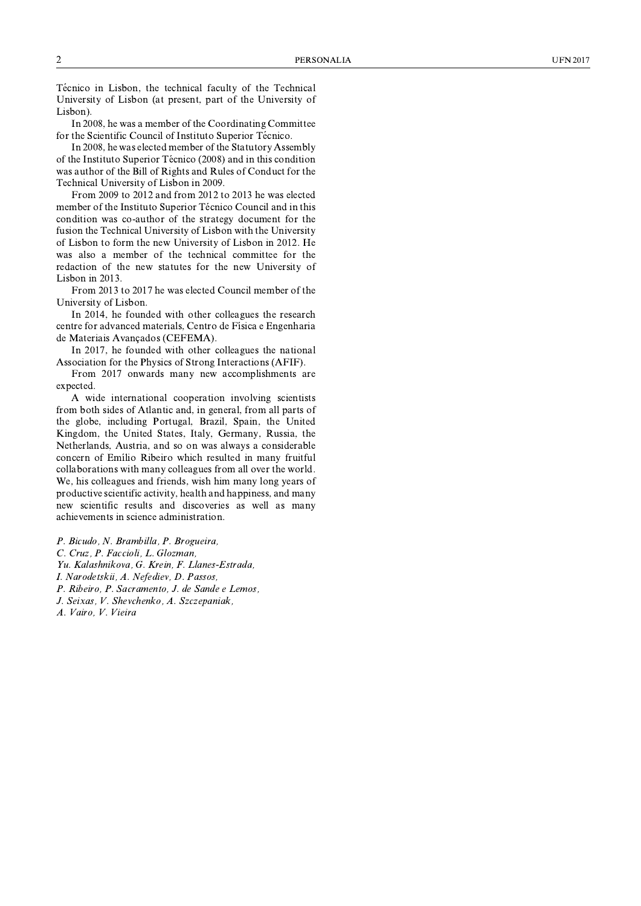Técnico in Lisbon, the technical faculty of the Technical University of Lisbon (at present, part of the University of Lisbon).

In 2008, he was a member of the Coordinating Committee for the Scientific Council of Instituto Superior Técnico.

In 2008, he was elected member of the Statutory Assembly of the Instituto Superior Técnico (2008) and in this condition was author of the Bill of Rights and Rules of Conduct for the Technical University of Lisbon in 2009.

From 2009 to 2012 and from 2012 to 2013 he was elected member of the Instituto Superior Técnico Council and in this condition was co-author of the strategy document for the fusion the Technical University of Lisbon with the University of Lisbon to form the new University of Lisbon in 2012. He was also a member of the technical committee for the redaction of the new statutes for the new University of Lisbon in 2013.

From 2013 to 2017 he was elected Council member of the University of Lisbon.

In 2014, he founded with other colleagues the research centre for advanced materials, Centro de Física e Engenharia de Materiais Avançados (CEFEMA).

In 2017, he founded with other colleagues the national Association for the Physics of Strong Interactions (AFIF).

From 2017 onwards many new accomplishments are expected.

A wide international cooperation involving scientists from both sides of Atlantic and, in general, from all parts of the globe, including Portugal, Brazil, Spain, the United Kingdom, the United States, Italy, Germany, Russia, the Netherlands, Austria, and so on was always a considerable concern of Emílio Ribeiro which resulted in many fruitful collaborations with many colleagues from all over the world. We, his colleagues and friends, wish him many long years of productive scientific activity, health and happiness, and many new scientific results and discoveries as well as many achievements in science administration.

*P. Bicudo, N. Brambilla, P. Brogueira,*
*C. Cruz, P. Faccioli, L. Glozman,*
*Yu. Kalashnikova, G. Krein, F. Llanes-Estrada,*
*I. Narodetskii, A. Nefediev, D. Passos,*
*P. Ribeiro, P. Sacramento, J. de Sande e Lemos,*
*J. Seixas, V. Shevchenko, A. Szczepaniak,*
*A. Vairo, V. Vieira*